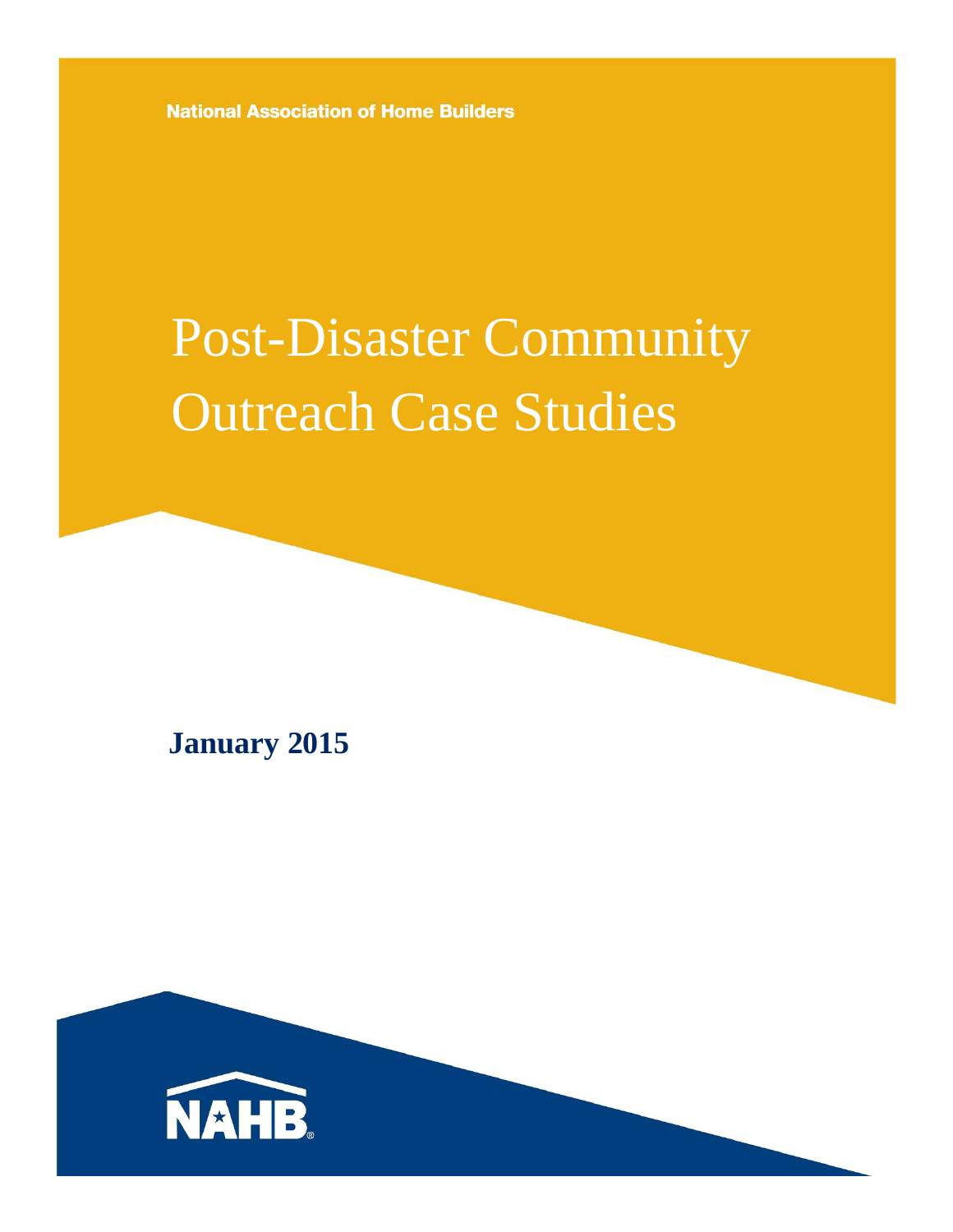National Association of Home Builders

# Post-Disaster Community Outreach Case Studies

**January 2015**

NAHB®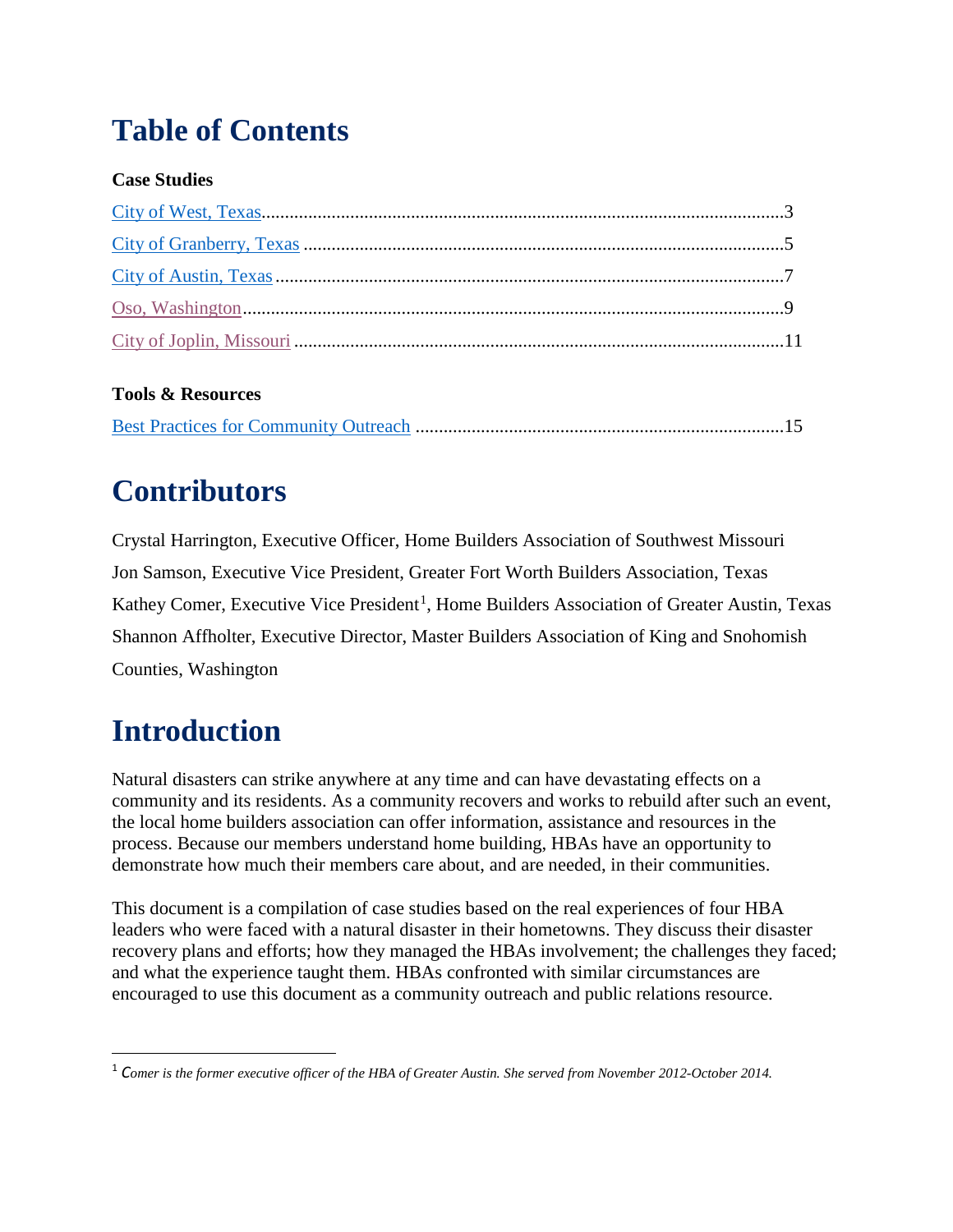# Table of Contents

**Case Studies**

City of West, Texas..........................................................................................................3

City of Granberry, Texas ..................................................................................................5

City of Austin, Texas ........................................................................................................7

Oso, Washington...............................................................................................................9

City of Joplin, Missouri ...................................................................................................11

**Tools & Resources**

Best Practices for Community Outreach ........................................................................15

# Contributors

Crystal Harrington, Executive Officer, Home Builders Association of Southwest Missouri

Jon Samson, Executive Vice President, Greater Fort Worth Builders Association, Texas

Kathey Comer, Executive Vice President[1], Home Builders Association of Greater Austin, Texas

Shannon Affholter, Executive Director, Master Builders Association of King and Snohomish Counties, Washington

# Introduction

Natural disasters can strike anywhere at any time and can have devastating effects on a community and its residents. As a community recovers and works to rebuild after such an event, the local home builders association can offer information, assistance and resources in the process. Because our members understand home building, HBAs have an opportunity to demonstrate how much their members care about, and are needed, in their communities.

This document is a compilation of case studies based on the real experiences of four HBA leaders who were faced with a natural disaster in their hometowns. They discuss their disaster recovery plans and efforts; how they managed the HBAs involvement; the challenges they faced; and what the experience taught them. HBAs confronted with similar circumstances are encouraged to use this document as a community outreach and public relations resource.

---

[1] *Comer is the former executive officer of the HBA of Greater Austin. She served from November 2012-October 2014.*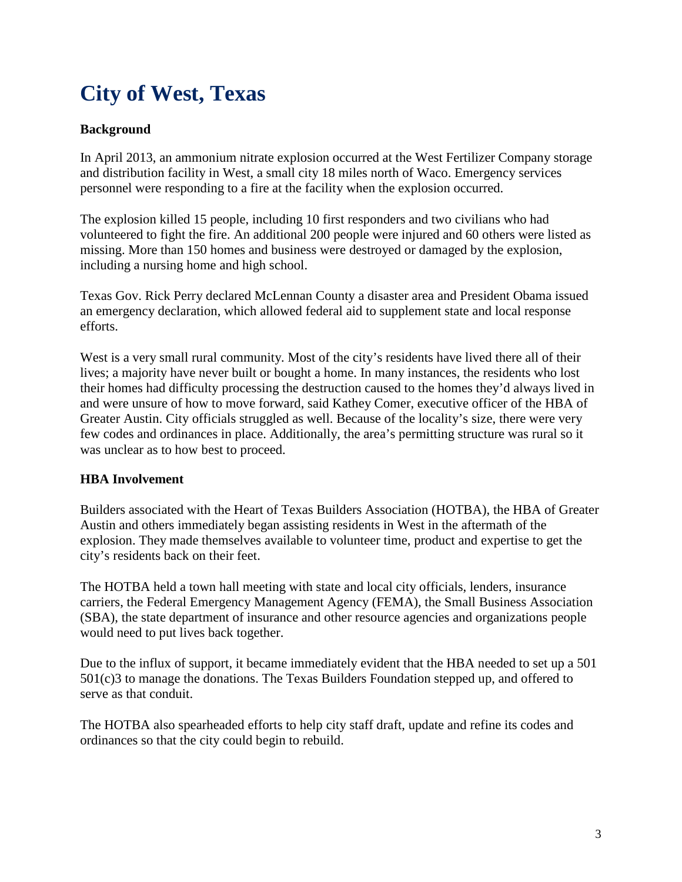# City of West, Texas

**Background**

In April 2013, an ammonium nitrate explosion occurred at the West Fertilizer Company storage and distribution facility in West, a small city 18 miles north of Waco. Emergency services personnel were responding to a fire at the facility when the explosion occurred.

The explosion killed 15 people, including 10 first responders and two civilians who had volunteered to fight the fire. An additional 200 people were injured and 60 others were listed as missing. More than 150 homes and business were destroyed or damaged by the explosion, including a nursing home and high school.

Texas Gov. Rick Perry declared McLennan County a disaster area and President Obama issued an emergency declaration, which allowed federal aid to supplement state and local response efforts.

West is a very small rural community. Most of the city's residents have lived there all of their lives; a majority have never built or bought a home. In many instances, the residents who lost their homes had difficulty processing the destruction caused to the homes they'd always lived in and were unsure of how to move forward, said Kathey Comer, executive officer of the HBA of Greater Austin. City officials struggled as well. Because of the locality's size, there were very few codes and ordinances in place. Additionally, the area's permitting structure was rural so it was unclear as to how best to proceed.

**HBA Involvement**

Builders associated with the Heart of Texas Builders Association (HOTBA), the HBA of Greater Austin and others immediately began assisting residents in West in the aftermath of the explosion. They made themselves available to volunteer time, product and expertise to get the city's residents back on their feet.

The HOTBA held a town hall meeting with state and local city officials, lenders, insurance carriers, the Federal Emergency Management Agency (FEMA), the Small Business Association (SBA), the state department of insurance and other resource agencies and organizations people would need to put lives back together.

Due to the influx of support, it became immediately evident that the HBA needed to set up a 501 501(c)3 to manage the donations. The Texas Builders Foundation stepped up, and offered to serve as that conduit.

The HOTBA also spearheaded efforts to help city staff draft, update and refine its codes and ordinances so that the city could begin to rebuild.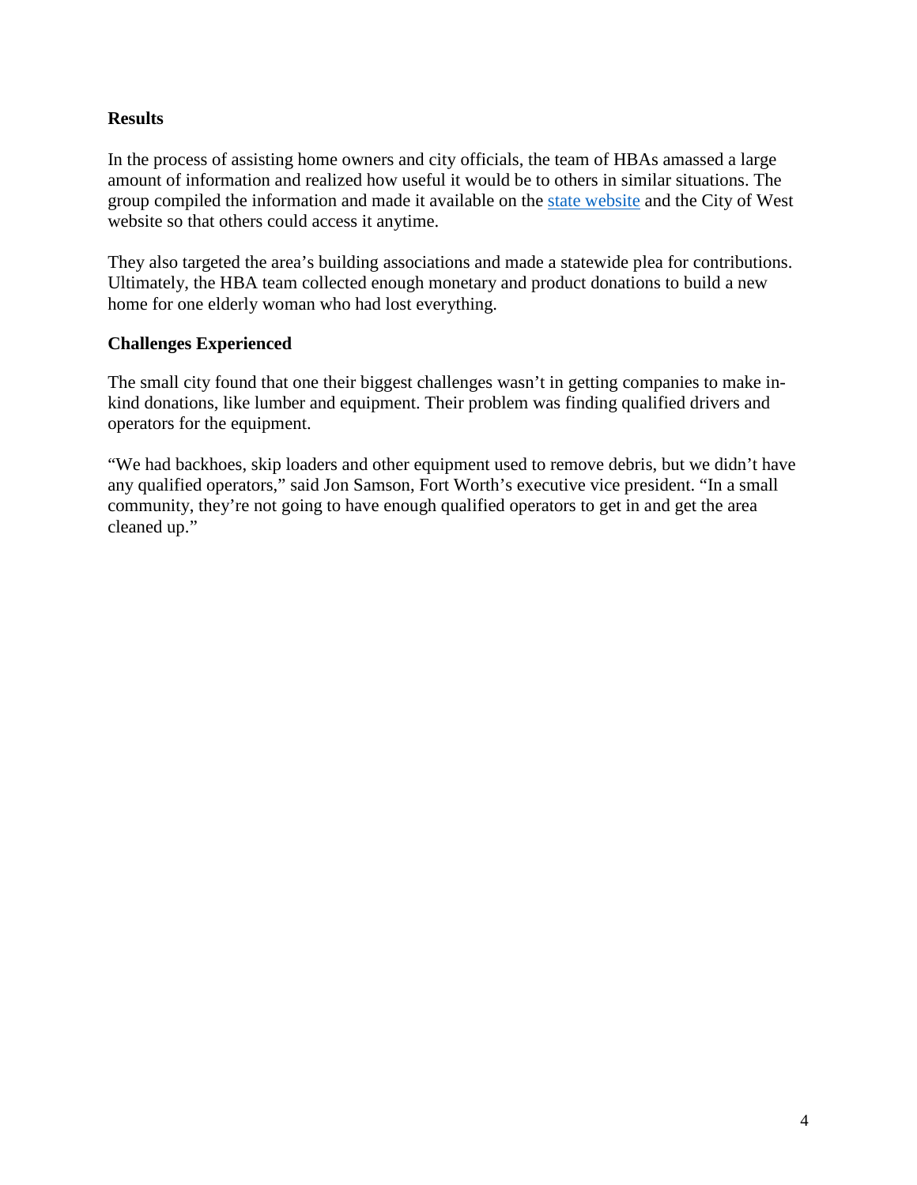**Results**

In the process of assisting home owners and city officials, the team of HBAs amassed a large amount of information and realized how useful it would be to others in similar situations. The group compiled the information and made it available on the state website and the City of West website so that others could access it anytime.

They also targeted the area's building associations and made a statewide plea for contributions. Ultimately, the HBA team collected enough monetary and product donations to build a new home for one elderly woman who had lost everything.

**Challenges Experienced**

The small city found that one their biggest challenges wasn't in getting companies to make in-kind donations, like lumber and equipment. Their problem was finding qualified drivers and operators for the equipment.

"We had backhoes, skip loaders and other equipment used to remove debris, but we didn't have any qualified operators," said Jon Samson, Fort Worth's executive vice president. "In a small community, they're not going to have enough qualified operators to get in and get the area cleaned up."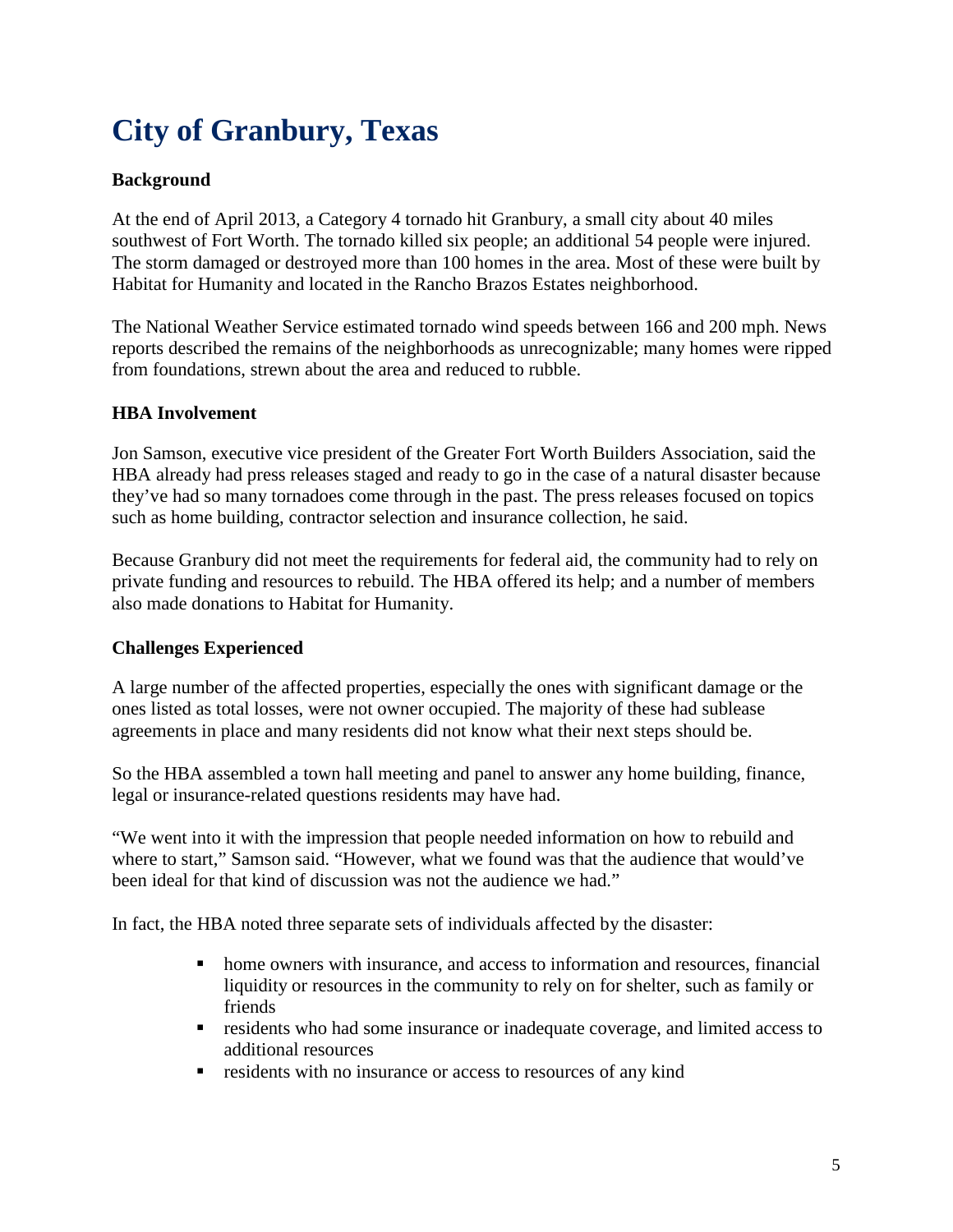# City of Granbury, Texas

**Background**

At the end of April 2013, a Category 4 tornado hit Granbury, a small city about 40 miles southwest of Fort Worth. The tornado killed six people; an additional 54 people were injured. The storm damaged or destroyed more than 100 homes in the area. Most of these were built by Habitat for Humanity and located in the Rancho Brazos Estates neighborhood.

The National Weather Service estimated tornado wind speeds between 166 and 200 mph. News reports described the remains of the neighborhoods as unrecognizable; many homes were ripped from foundations, strewn about the area and reduced to rubble.

**HBA Involvement**

Jon Samson, executive vice president of the Greater Fort Worth Builders Association, said the HBA already had press releases staged and ready to go in the case of a natural disaster because they've had so many tornadoes come through in the past. The press releases focused on topics such as home building, contractor selection and insurance collection, he said.

Because Granbury did not meet the requirements for federal aid, the community had to rely on private funding and resources to rebuild. The HBA offered its help; and a number of members also made donations to Habitat for Humanity.

**Challenges Experienced**

A large number of the affected properties, especially the ones with significant damage or the ones listed as total losses, were not owner occupied. The majority of these had sublease agreements in place and many residents did not know what their next steps should be.

So the HBA assembled a town hall meeting and panel to answer any home building, finance, legal or insurance-related questions residents may have had.

"We went into it with the impression that people needed information on how to rebuild and where to start," Samson said. "However, what we found was that the audience that would've been ideal for that kind of discussion was not the audience we had."

In fact, the HBA noted three separate sets of individuals affected by the disaster:

- home owners with insurance, and access to information and resources, financial liquidity or resources in the community to rely on for shelter, such as family or friends
- residents who had some insurance or inadequate coverage, and limited access to additional resources
- residents with no insurance or access to resources of any kind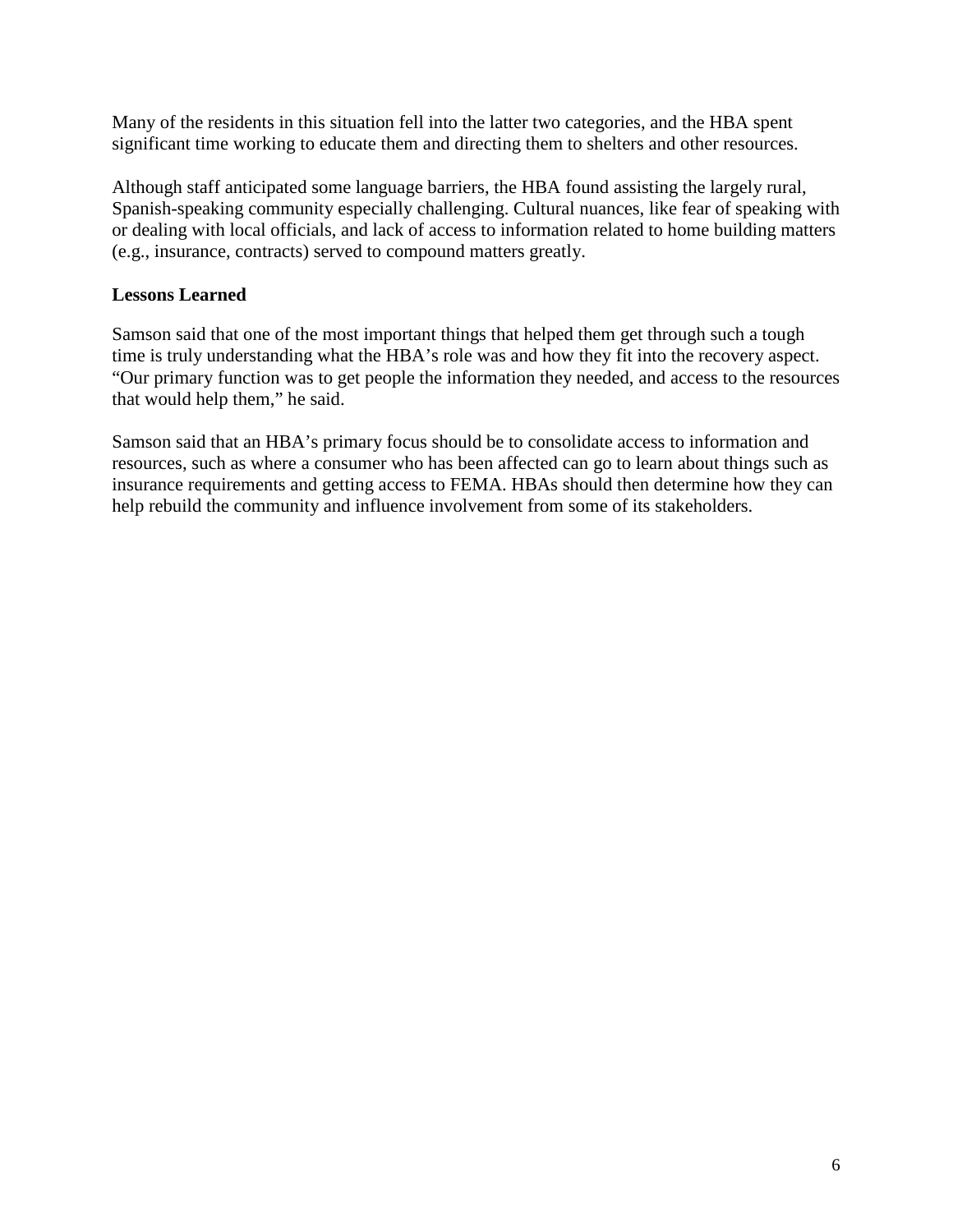Many of the residents in this situation fell into the latter two categories, and the HBA spent significant time working to educate them and directing them to shelters and other resources.

Although staff anticipated some language barriers, the HBA found assisting the largely rural, Spanish-speaking community especially challenging. Cultural nuances, like fear of speaking with or dealing with local officials, and lack of access to information related to home building matters (e.g., insurance, contracts) served to compound matters greatly.

**Lessons Learned**

Samson said that one of the most important things that helped them get through such a tough time is truly understanding what the HBA's role was and how they fit into the recovery aspect. "Our primary function was to get people the information they needed, and access to the resources that would help them," he said.

Samson said that an HBA's primary focus should be to consolidate access to information and resources, such as where a consumer who has been affected can go to learn about things such as insurance requirements and getting access to FEMA. HBAs should then determine how they can help rebuild the community and influence involvement from some of its stakeholders.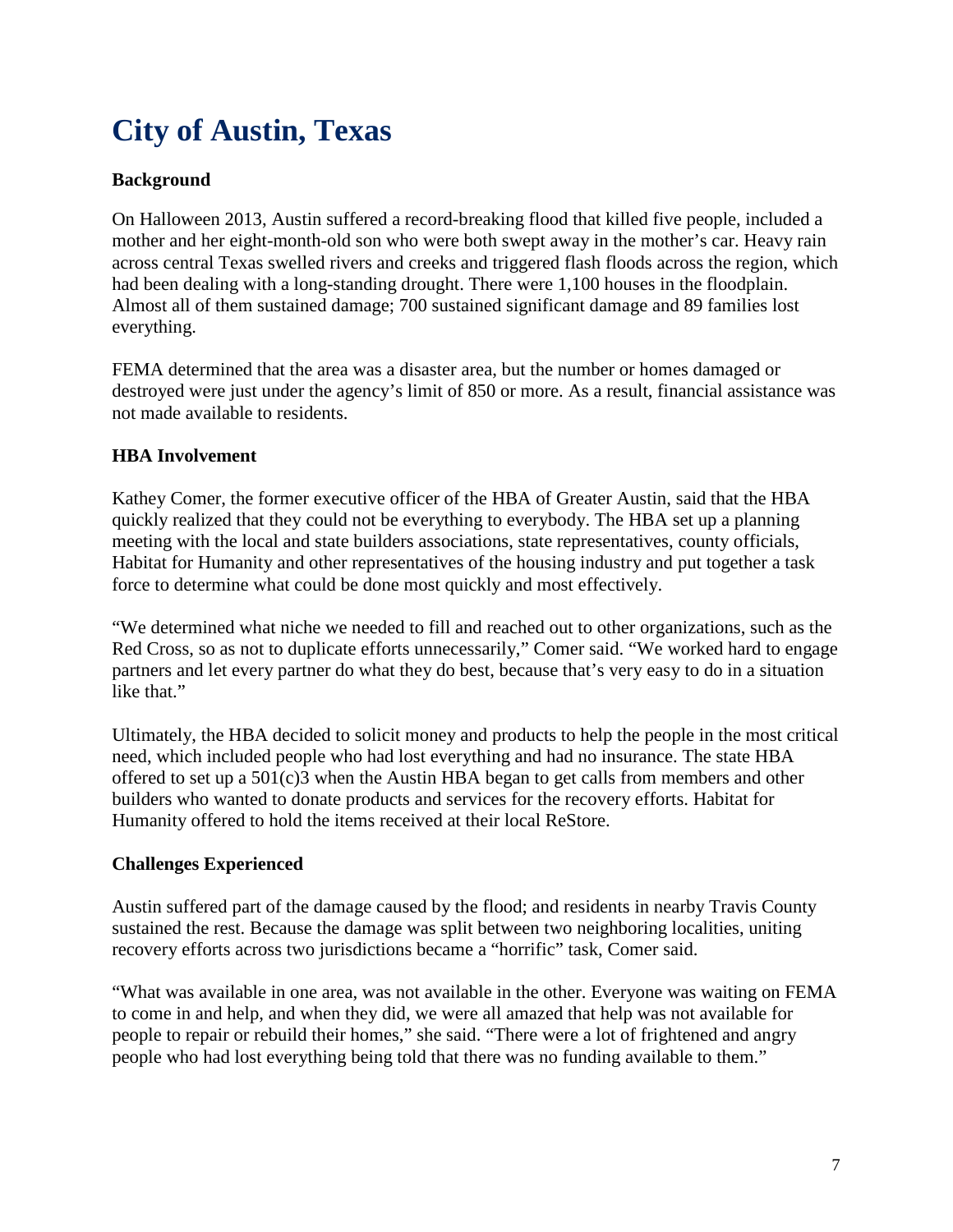# City of Austin, Texas

**Background**

On Halloween 2013, Austin suffered a record-breaking flood that killed five people, included a mother and her eight-month-old son who were both swept away in the mother's car. Heavy rain across central Texas swelled rivers and creeks and triggered flash floods across the region, which had been dealing with a long-standing drought. There were 1,100 houses in the floodplain. Almost all of them sustained damage; 700 sustained significant damage and 89 families lost everything.

FEMA determined that the area was a disaster area, but the number or homes damaged or destroyed were just under the agency's limit of 850 or more. As a result, financial assistance was not made available to residents.

**HBA Involvement**

Kathey Comer, the former executive officer of the HBA of Greater Austin, said that the HBA quickly realized that they could not be everything to everybody. The HBA set up a planning meeting with the local and state builders associations, state representatives, county officials, Habitat for Humanity and other representatives of the housing industry and put together a task force to determine what could be done most quickly and most effectively.

"We determined what niche we needed to fill and reached out to other organizations, such as the Red Cross, so as not to duplicate efforts unnecessarily," Comer said. "We worked hard to engage partners and let every partner do what they do best, because that's very easy to do in a situation like that."

Ultimately, the HBA decided to solicit money and products to help the people in the most critical need, which included people who had lost everything and had no insurance. The state HBA offered to set up a 501(c)3 when the Austin HBA began to get calls from members and other builders who wanted to donate products and services for the recovery efforts. Habitat for Humanity offered to hold the items received at their local ReStore.

**Challenges Experienced**

Austin suffered part of the damage caused by the flood; and residents in nearby Travis County sustained the rest. Because the damage was split between two neighboring localities, uniting recovery efforts across two jurisdictions became a "horrific" task, Comer said.

"What was available in one area, was not available in the other. Everyone was waiting on FEMA to come in and help, and when they did, we were all amazed that help was not available for people to repair or rebuild their homes," she said. "There were a lot of frightened and angry people who had lost everything being told that there was no funding available to them."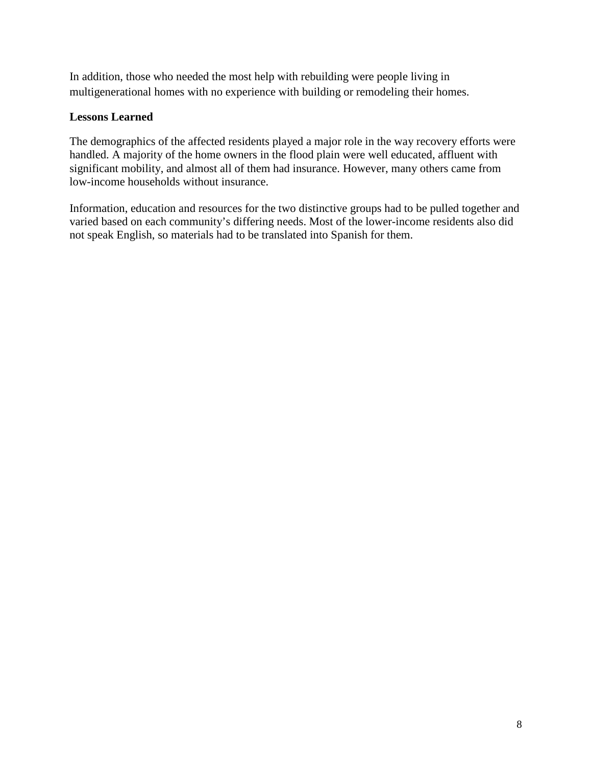In addition, those who needed the most help with rebuilding were people living in multigenerational homes with no experience with building or remodeling their homes.

**Lessons Learned**

The demographics of the affected residents played a major role in the way recovery efforts were handled. A majority of the home owners in the flood plain were well educated, affluent with significant mobility, and almost all of them had insurance. However, many others came from low-income households without insurance.

Information, education and resources for the two distinctive groups had to be pulled together and varied based on each community's differing needs. Most of the lower-income residents also did not speak English, so materials had to be translated into Spanish for them.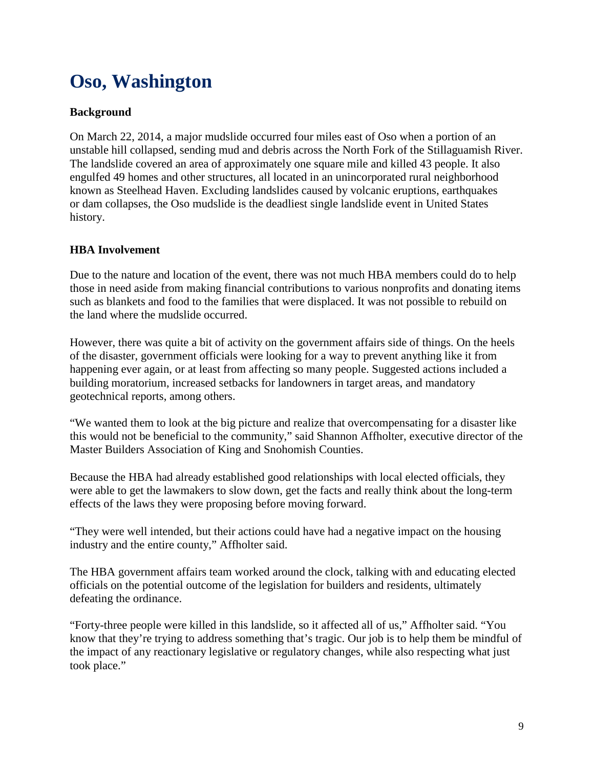# Oso, Washington

**Background**

On March 22, 2014, a major mudslide occurred four miles east of Oso when a portion of an unstable hill collapsed, sending mud and debris across the North Fork of the Stillaguamish River. The landslide covered an area of approximately one square mile and killed 43 people. It also engulfed 49 homes and other structures, all located in an unincorporated rural neighborhood known as Steelhead Haven. Excluding landslides caused by volcanic eruptions, earthquakes or dam collapses, the Oso mudslide is the deadliest single landslide event in United States history.

**HBA Involvement**

Due to the nature and location of the event, there was not much HBA members could do to help those in need aside from making financial contributions to various nonprofits and donating items such as blankets and food to the families that were displaced. It was not possible to rebuild on the land where the mudslide occurred.

However, there was quite a bit of activity on the government affairs side of things. On the heels of the disaster, government officials were looking for a way to prevent anything like it from happening ever again, or at least from affecting so many people. Suggested actions included a building moratorium, increased setbacks for landowners in target areas, and mandatory geotechnical reports, among others.

"We wanted them to look at the big picture and realize that overcompensating for a disaster like this would not be beneficial to the community," said Shannon Affholter, executive director of the Master Builders Association of King and Snohomish Counties.

Because the HBA had already established good relationships with local elected officials, they were able to get the lawmakers to slow down, get the facts and really think about the long-term effects of the laws they were proposing before moving forward.

"They were well intended, but their actions could have had a negative impact on the housing industry and the entire county," Affholter said.

The HBA government affairs team worked around the clock, talking with and educating elected officials on the potential outcome of the legislation for builders and residents, ultimately defeating the ordinance.

"Forty-three people were killed in this landslide, so it affected all of us," Affholter said. "You know that they're trying to address something that's tragic. Our job is to help them be mindful of the impact of any reactionary legislative or regulatory changes, while also respecting what just took place."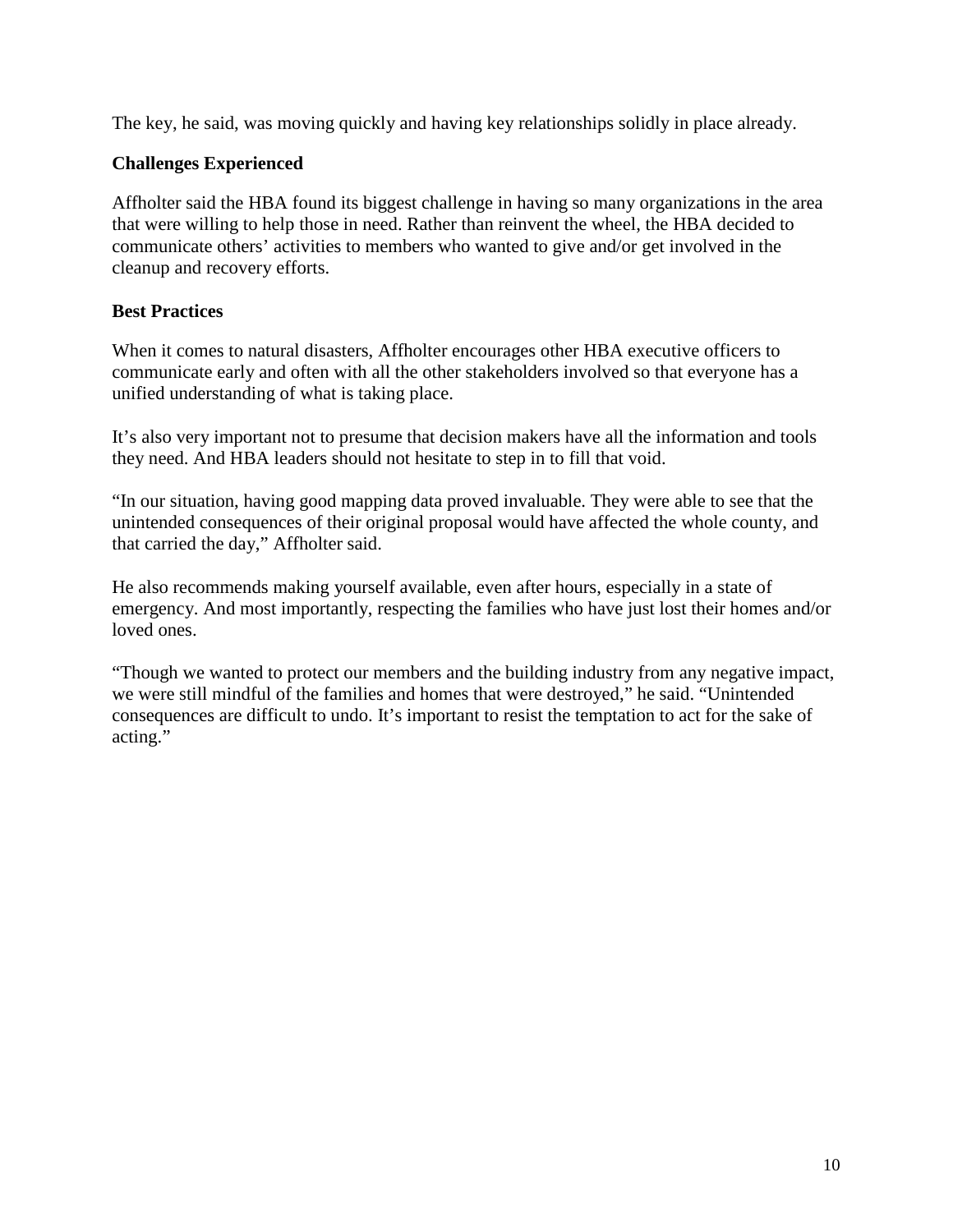The key, he said, was moving quickly and having key relationships solidly in place already.

**Challenges Experienced**

Affholter said the HBA found its biggest challenge in having so many organizations in the area that were willing to help those in need. Rather than reinvent the wheel, the HBA decided to communicate others' activities to members who wanted to give and/or get involved in the cleanup and recovery efforts.

**Best Practices**

When it comes to natural disasters, Affholter encourages other HBA executive officers to communicate early and often with all the other stakeholders involved so that everyone has a unified understanding of what is taking place.

It's also very important not to presume that decision makers have all the information and tools they need. And HBA leaders should not hesitate to step in to fill that void.

"In our situation, having good mapping data proved invaluable. They were able to see that the unintended consequences of their original proposal would have affected the whole county, and that carried the day," Affholter said.

He also recommends making yourself available, even after hours, especially in a state of emergency. And most importantly, respecting the families who have just lost their homes and/or loved ones.

"Though we wanted to protect our members and the building industry from any negative impact, we were still mindful of the families and homes that were destroyed," he said. "Unintended consequences are difficult to undo. It's important to resist the temptation to act for the sake of acting."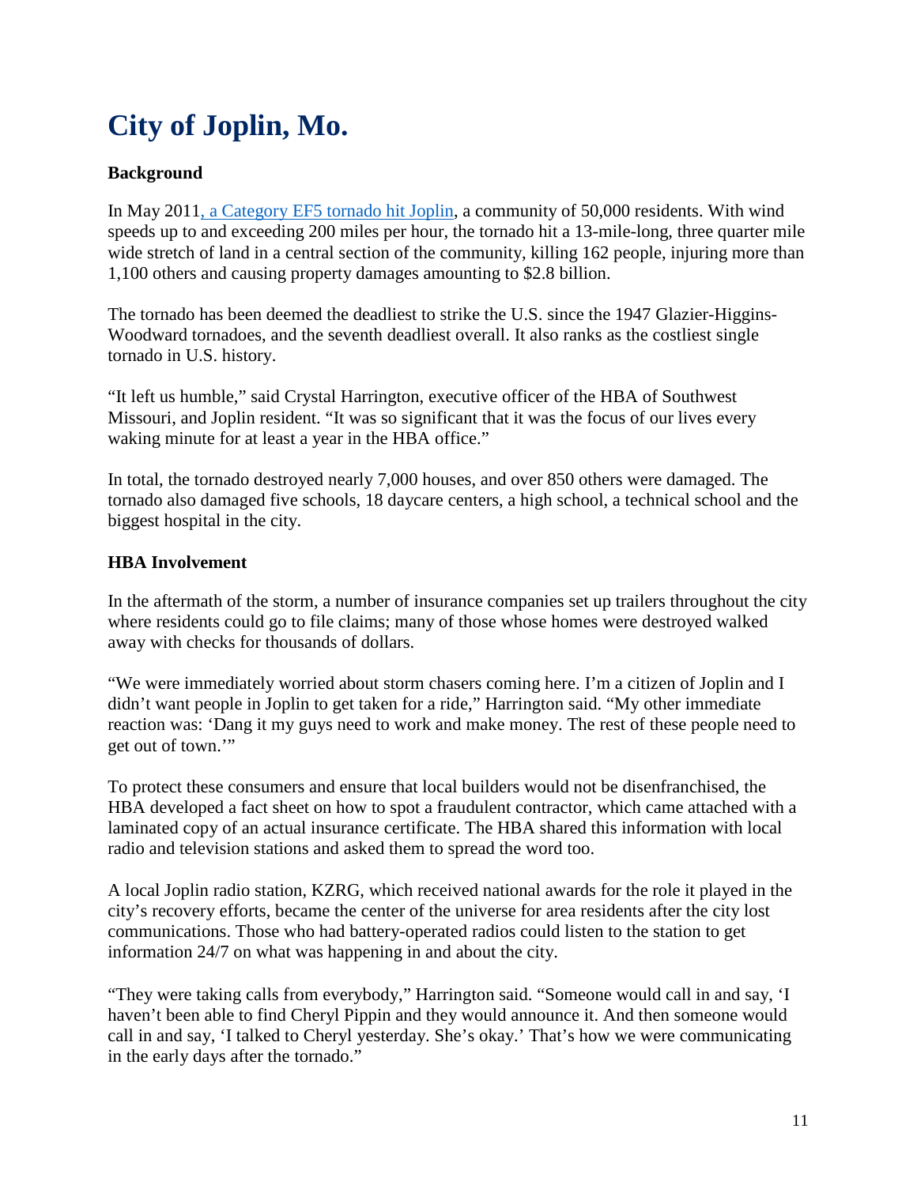# City of Joplin, Mo.

**Background**

In May 2011, a Category EF5 tornado hit Joplin, a community of 50,000 residents. With wind speeds up to and exceeding 200 miles per hour, the tornado hit a 13-mile-long, three quarter mile wide stretch of land in a central section of the community, killing 162 people, injuring more than 1,100 others and causing property damages amounting to $2.8 billion.

The tornado has been deemed the deadliest to strike the U.S. since the 1947 Glazier-Higgins-Woodward tornadoes, and the seventh deadliest overall. It also ranks as the costliest single tornado in U.S. history.

"It left us humble," said Crystal Harrington, executive officer of the HBA of Southwest Missouri, and Joplin resident. "It was so significant that it was the focus of our lives every waking minute for at least a year in the HBA office."

In total, the tornado destroyed nearly 7,000 houses, and over 850 others were damaged. The tornado also damaged five schools, 18 daycare centers, a high school, a technical school and the biggest hospital in the city.

**HBA Involvement**

In the aftermath of the storm, a number of insurance companies set up trailers throughout the city where residents could go to file claims; many of those whose homes were destroyed walked away with checks for thousands of dollars.

"We were immediately worried about storm chasers coming here. I'm a citizen of Joplin and I didn't want people in Joplin to get taken for a ride," Harrington said. "My other immediate reaction was: 'Dang it my guys need to work and make money. The rest of these people need to get out of town.'"

To protect these consumers and ensure that local builders would not be disenfranchised, the HBA developed a fact sheet on how to spot a fraudulent contractor, which came attached with a laminated copy of an actual insurance certificate. The HBA shared this information with local radio and television stations and asked them to spread the word too.

A local Joplin radio station, KZRG, which received national awards for the role it played in the city's recovery efforts, became the center of the universe for area residents after the city lost communications. Those who had battery-operated radios could listen to the station to get information 24/7 on what was happening in and about the city.

"They were taking calls from everybody," Harrington said. "Someone would call in and say, 'I haven't been able to find Cheryl Pippin and they would announce it. And then someone would call in and say, 'I talked to Cheryl yesterday. She's okay.' That's how we were communicating in the early days after the tornado."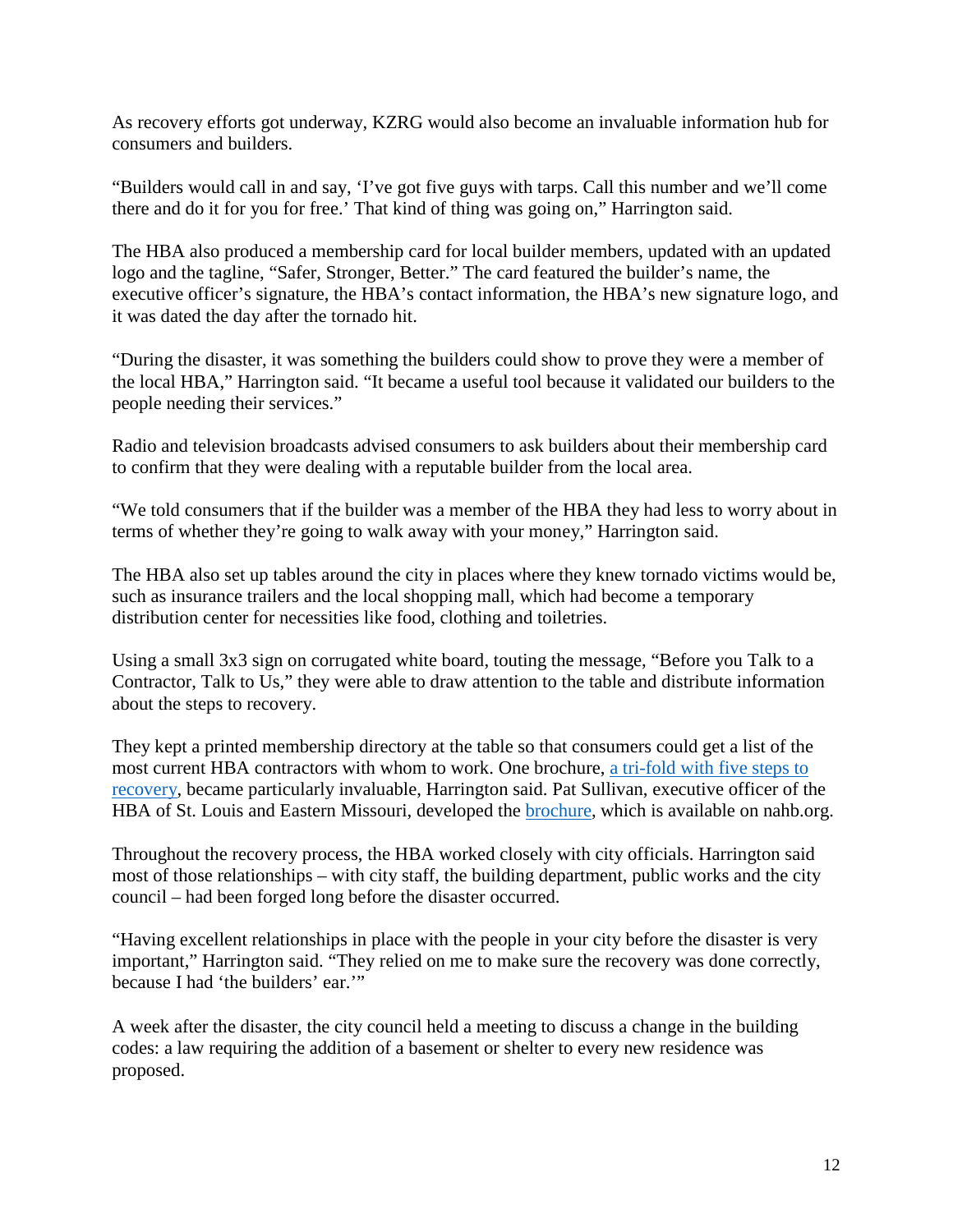As recovery efforts got underway, KZRG would also become an invaluable information hub for consumers and builders.

"Builders would call in and say, 'I've got five guys with tarps. Call this number and we'll come there and do it for you for free.' That kind of thing was going on," Harrington said.

The HBA also produced a membership card for local builder members, updated with an updated logo and the tagline, "Safer, Stronger, Better." The card featured the builder's name, the executive officer's signature, the HBA's contact information, the HBA's new signature logo, and it was dated the day after the tornado hit.

"During the disaster, it was something the builders could show to prove they were a member of the local HBA," Harrington said. "It became a useful tool because it validated our builders to the people needing their services."

Radio and television broadcasts advised consumers to ask builders about their membership card to confirm that they were dealing with a reputable builder from the local area.

"We told consumers that if the builder was a member of the HBA they had less to worry about in terms of whether they're going to walk away with your money," Harrington said.

The HBA also set up tables around the city in places where they knew tornado victims would be, such as insurance trailers and the local shopping mall, which had become a temporary distribution center for necessities like food, clothing and toiletries.

Using a small 3x3 sign on corrugated white board, touting the message, "Before you Talk to a Contractor, Talk to Us," they were able to draw attention to the table and distribute information about the steps to recovery.

They kept a printed membership directory at the table so that consumers could get a list of the most current HBA contractors with whom to work. One brochure, a tri-fold with five steps to recovery, became particularly invaluable, Harrington said. Pat Sullivan, executive officer of the HBA of St. Louis and Eastern Missouri, developed the brochure, which is available on nahb.org.

Throughout the recovery process, the HBA worked closely with city officials. Harrington said most of those relationships – with city staff, the building department, public works and the city council – had been forged long before the disaster occurred.

"Having excellent relationships in place with the people in your city before the disaster is very important," Harrington said. "They relied on me to make sure the recovery was done correctly, because I had 'the builders' ear.'"

A week after the disaster, the city council held a meeting to discuss a change in the building codes: a law requiring the addition of a basement or shelter to every new residence was proposed.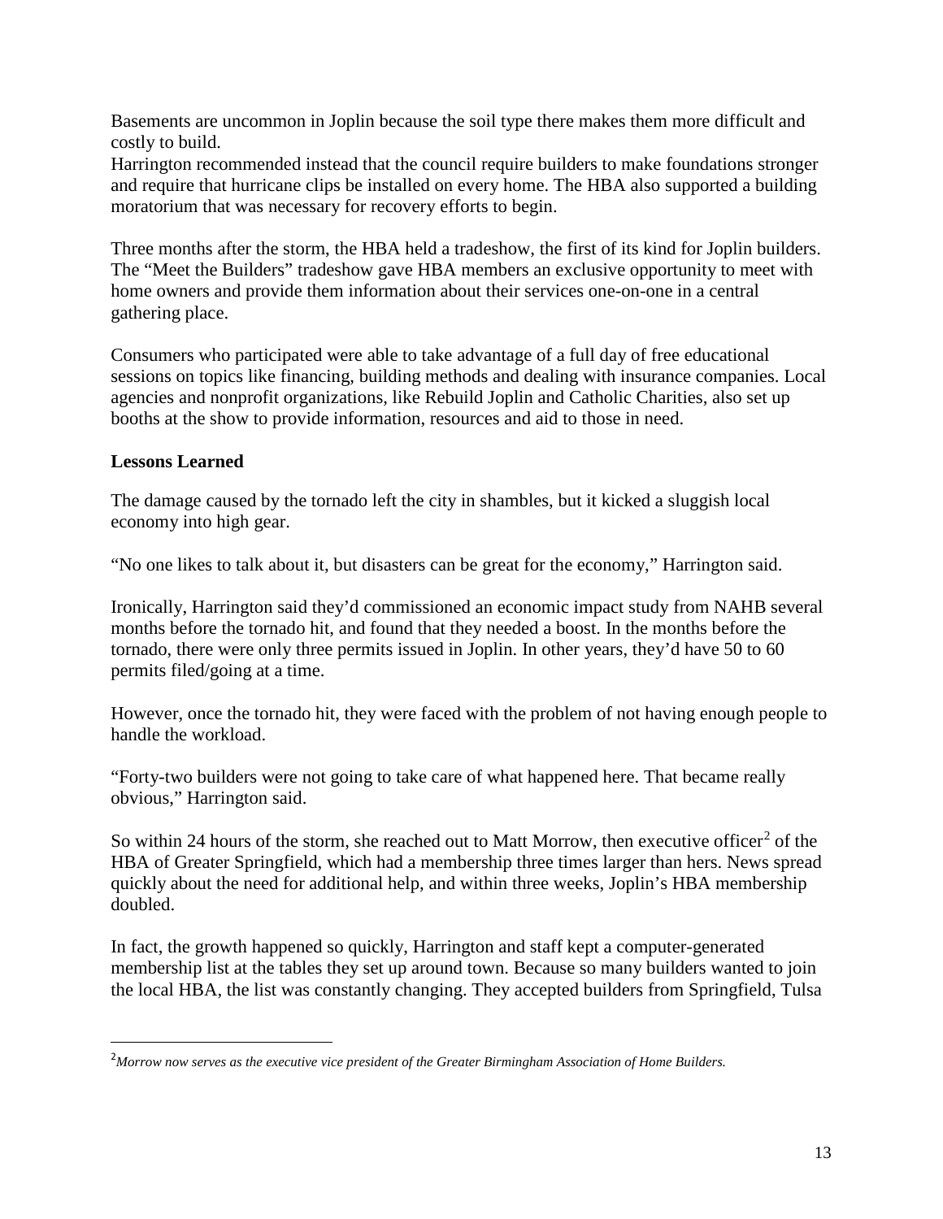Basements are uncommon in Joplin because the soil type there makes them more difficult and costly to build.
Harrington recommended instead that the council require builders to make foundations stronger and require that hurricane clips be installed on every home. The HBA also supported a building moratorium that was necessary for recovery efforts to begin.

Three months after the storm, the HBA held a tradeshow, the first of its kind for Joplin builders. The "Meet the Builders" tradeshow gave HBA members an exclusive opportunity to meet with home owners and provide them information about their services one-on-one in a central gathering place.

Consumers who participated were able to take advantage of a full day of free educational sessions on topics like financing, building methods and dealing with insurance companies. Local agencies and nonprofit organizations, like Rebuild Joplin and Catholic Charities, also set up booths at the show to provide information, resources and aid to those in need.

**Lessons Learned**

The damage caused by the tornado left the city in shambles, but it kicked a sluggish local economy into high gear.

"No one likes to talk about it, but disasters can be great for the economy," Harrington said.

Ironically, Harrington said they'd commissioned an economic impact study from NAHB several months before the tornado hit, and found that they needed a boost. In the months before the tornado, there were only three permits issued in Joplin. In other years, they'd have 50 to 60 permits filed/going at a time.

However, once the tornado hit, they were faced with the problem of not having enough people to handle the workload.

"Forty-two builders were not going to take care of what happened here. That became really obvious," Harrington said.

So within 24 hours of the storm, she reached out to Matt Morrow, then executive officer[2] of the HBA of Greater Springfield, which had a membership three times larger than hers. News spread quickly about the need for additional help, and within three weeks, Joplin's HBA membership doubled.

In fact, the growth happened so quickly, Harrington and staff kept a computer-generated membership list at the tables they set up around town. Because so many builders wanted to join the local HBA, the list was constantly changing. They accepted builders from Springfield, Tulsa

[2]*Morrow now serves as the executive vice president of the Greater Birmingham Association of Home Builders.*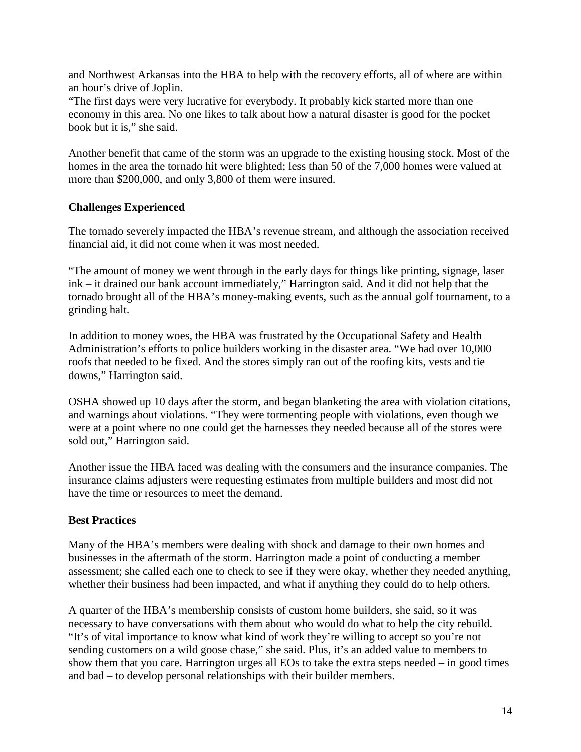and Northwest Arkansas into the HBA to help with the recovery efforts, all of where are within an hour's drive of Joplin.
"The first days were very lucrative for everybody. It probably kick started more than one economy in this area. No one likes to talk about how a natural disaster is good for the pocket book but it is," she said.

Another benefit that came of the storm was an upgrade to the existing housing stock. Most of the homes in the area the tornado hit were blighted; less than 50 of the 7,000 homes were valued at more than $200,000, and only 3,800 of them were insured.

**Challenges Experienced**

The tornado severely impacted the HBA's revenue stream, and although the association received financial aid, it did not come when it was most needed.

"The amount of money we went through in the early days for things like printing, signage, laser ink – it drained our bank account immediately," Harrington said. And it did not help that the tornado brought all of the HBA's money-making events, such as the annual golf tournament, to a grinding halt.

In addition to money woes, the HBA was frustrated by the Occupational Safety and Health Administration's efforts to police builders working in the disaster area. "We had over 10,000 roofs that needed to be fixed. And the stores simply ran out of the roofing kits, vests and tie downs," Harrington said.

OSHA showed up 10 days after the storm, and began blanketing the area with violation citations, and warnings about violations. "They were tormenting people with violations, even though we were at a point where no one could get the harnesses they needed because all of the stores were sold out," Harrington said.

Another issue the HBA faced was dealing with the consumers and the insurance companies. The insurance claims adjusters were requesting estimates from multiple builders and most did not have the time or resources to meet the demand.

**Best Practices**

Many of the HBA's members were dealing with shock and damage to their own homes and businesses in the aftermath of the storm. Harrington made a point of conducting a member assessment; she called each one to check to see if they were okay, whether they needed anything, whether their business had been impacted, and what if anything they could do to help others.

A quarter of the HBA's membership consists of custom home builders, she said, so it was necessary to have conversations with them about who would do what to help the city rebuild. "It's of vital importance to know what kind of work they're willing to accept so you're not sending customers on a wild goose chase," she said. Plus, it's an added value to members to show them that you care. Harrington urges all EOs to take the extra steps needed – in good times and bad – to develop personal relationships with their builder members.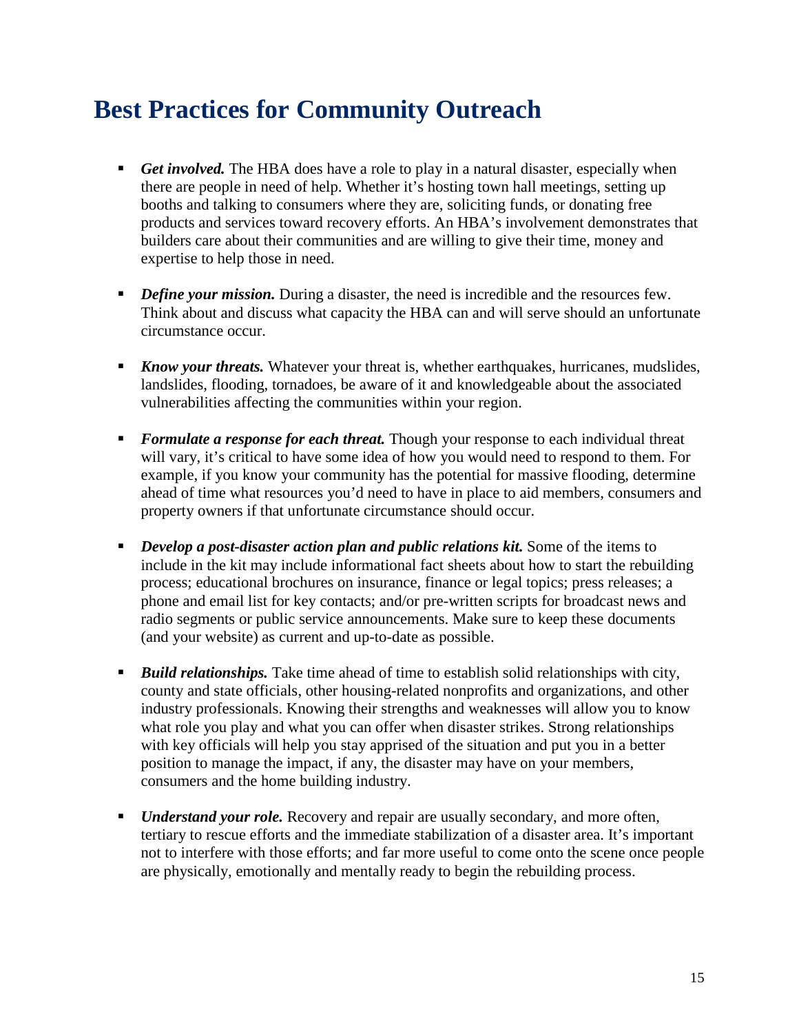# Best Practices for Community Outreach

- ***Get involved.*** The HBA does have a role to play in a natural disaster, especially when there are people in need of help. Whether it's hosting town hall meetings, setting up booths and talking to consumers where they are, soliciting funds, or donating free products and services toward recovery efforts. An HBA's involvement demonstrates that builders care about their communities and are willing to give their time, money and expertise to help those in need.

- ***Define your mission.*** During a disaster, the need is incredible and the resources few. Think about and discuss what capacity the HBA can and will serve should an unfortunate circumstance occur.

- ***Know your threats.*** Whatever your threat is, whether earthquakes, hurricanes, mudslides, landslides, flooding, tornadoes, be aware of it and knowledgeable about the associated vulnerabilities affecting the communities within your region.

- ***Formulate a response for each threat.*** Though your response to each individual threat will vary, it's critical to have some idea of how you would need to respond to them. For example, if you know your community has the potential for massive flooding, determine ahead of time what resources you'd need to have in place to aid members, consumers and property owners if that unfortunate circumstance should occur.

- ***Develop a post-disaster action plan and public relations kit.*** Some of the items to include in the kit may include informational fact sheets about how to start the rebuilding process; educational brochures on insurance, finance or legal topics; press releases; a phone and email list for key contacts; and/or pre-written scripts for broadcast news and radio segments or public service announcements. Make sure to keep these documents (and your website) as current and up-to-date as possible.

- ***Build relationships.*** Take time ahead of time to establish solid relationships with city, county and state officials, other housing-related nonprofits and organizations, and other industry professionals. Knowing their strengths and weaknesses will allow you to know what role you play and what you can offer when disaster strikes. Strong relationships with key officials will help you stay apprised of the situation and put you in a better position to manage the impact, if any, the disaster may have on your members, consumers and the home building industry.

- ***Understand your role.*** Recovery and repair are usually secondary, and more often, tertiary to rescue efforts and the immediate stabilization of a disaster area. It's important not to interfere with those efforts; and far more useful to come onto the scene once people are physically, emotionally and mentally ready to begin the rebuilding process.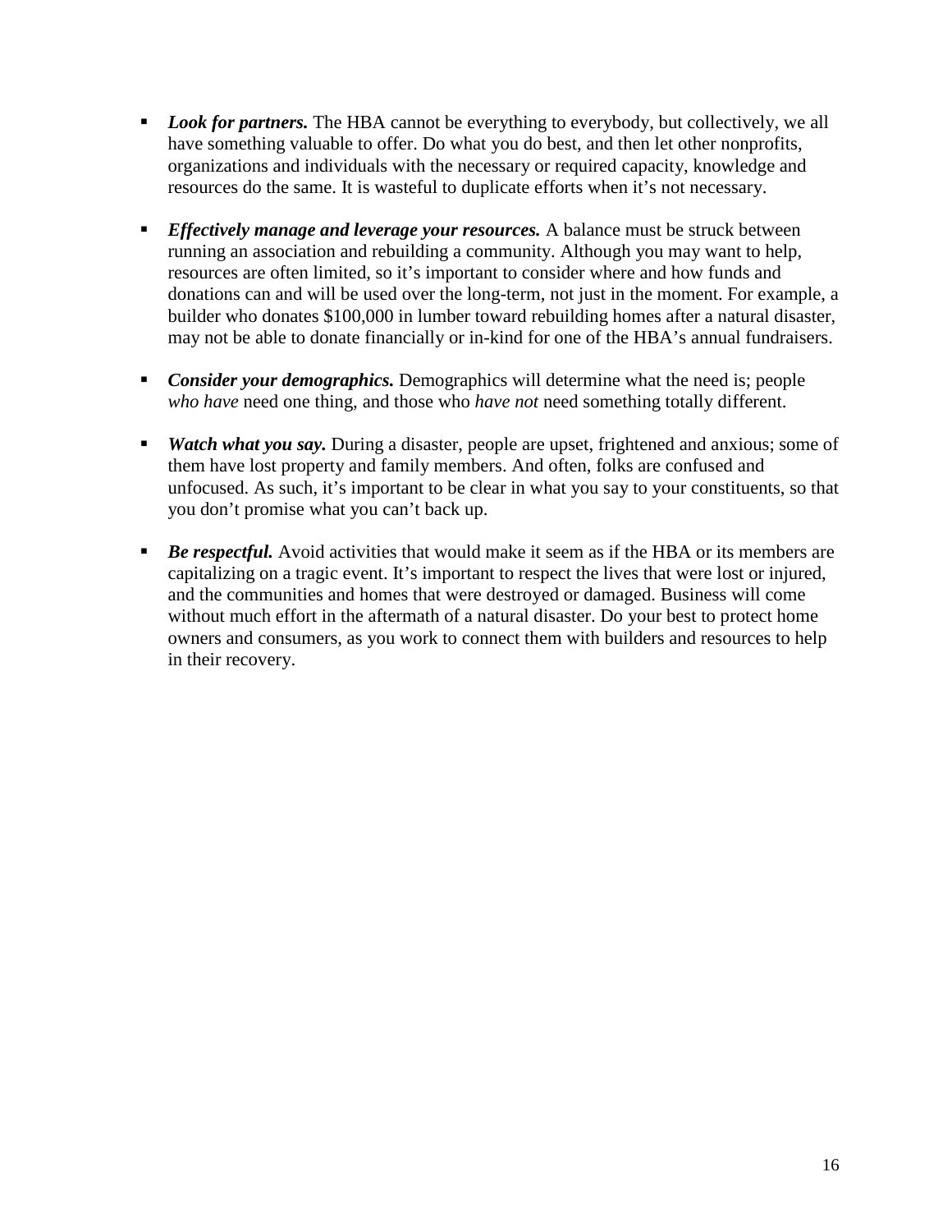- ***Look for partners.*** The HBA cannot be everything to everybody, but collectively, we all have something valuable to offer. Do what you do best, and then let other nonprofits, organizations and individuals with the necessary or required capacity, knowledge and resources do the same. It is wasteful to duplicate efforts when it's not necessary.

- ***Effectively manage and leverage your resources.*** A balance must be struck between running an association and rebuilding a community. Although you may want to help, resources are often limited, so it's important to consider where and how funds and donations can and will be used over the long-term, not just in the moment. For example, a builder who donates $100,000 in lumber toward rebuilding homes after a natural disaster, may not be able to donate financially or in-kind for one of the HBA's annual fundraisers.

- ***Consider your demographics.*** Demographics will determine what the need is; people *who have* need one thing, and those who *have not* need something totally different.

- ***Watch what you say.*** During a disaster, people are upset, frightened and anxious; some of them have lost property and family members. And often, folks are confused and unfocused. As such, it's important to be clear in what you say to your constituents, so that you don't promise what you can't back up.

- ***Be respectful.*** Avoid activities that would make it seem as if the HBA or its members are capitalizing on a tragic event. It's important to respect the lives that were lost or injured, and the communities and homes that were destroyed or damaged. Business will come without much effort in the aftermath of a natural disaster. Do your best to protect home owners and consumers, as you work to connect them with builders and resources to help in their recovery.